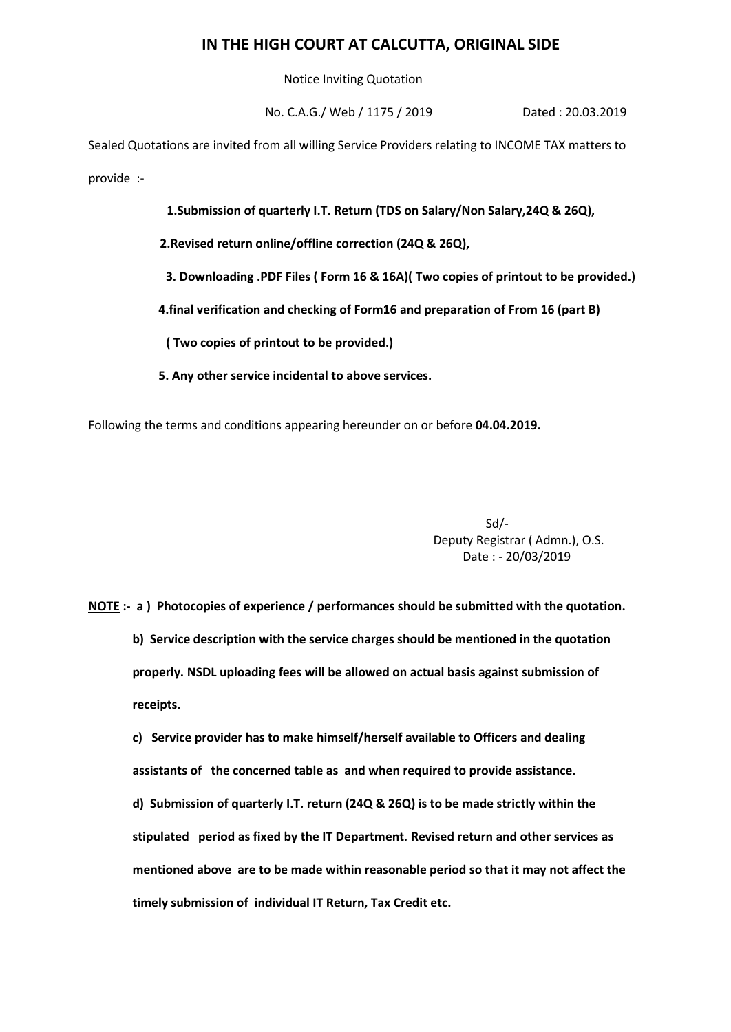# IN THE HIGH COURT AT CALCUTTA, ORIGINAL SIDE

Notice Inviting Quotation

No. C.A.G./ Web / 1175 / 2019 Dated : 20.03.2019

Sealed Quotations are invited from all willing Service Providers relating to INCOME TAX matters to provide :-

**1.Submission of quarterly I.T. Return (TDS on Salary/Non Salary,24Q & 26Q),**

**2.Revised return online/offline correction (24Q & 26Q),**

**3. Downloading .PDF Files ( Form 16 & 16A)( Two copies of printout to be provided.)**

**4.final verification and checking of Form16 and preparation of From 16 (part B)**

**( Two copies of printout to be provided.)**

**5. Any other service incidental to above services.**

Following the terms and conditions appearing hereunder on or before **04.04.2019.**

Sd/-
Deputy Registrar ( Admn.), O.S.
Date : - 20/03/2019

**NOTE :- a ) Photocopies of experience / performances should be submitted with the quotation.**

**b) Service description with the service charges should be mentioned in the quotation properly. NSDL uploading fees will be allowed on actual basis against submission of receipts.**

**c) Service provider has to make himself/herself available to Officers and dealing assistants of the concerned table as and when required to provide assistance.**

**d) Submission of quarterly I.T. return (24Q & 26Q) is to be made strictly within the stipulated period as fixed by the IT Department. Revised return and other services as mentioned above are to be made within reasonable period so that it may not affect the timely submission of individual IT Return, Tax Credit etc.**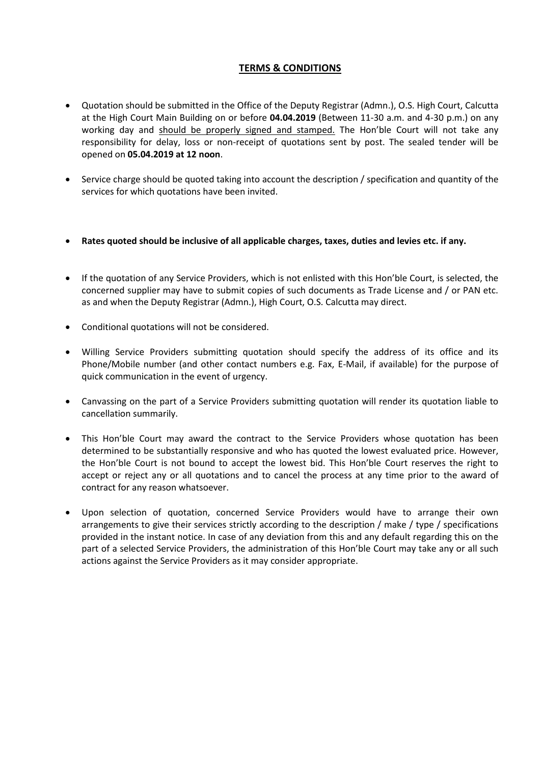## <u>TERMS & CONDITIONS</u>

- Quotation should be submitted in the Office of the Deputy Registrar (Admn.), O.S. High Court, Calcutta at the High Court Main Building on or before **04.04.2019** (Between 11-30 a.m. and 4-30 p.m.) on any working day and <u>should be properly signed and stamped.</u> The Hon'ble Court will not take any responsibility for delay, loss or non-receipt of quotations sent by post. The sealed tender will be opened on **05.04.2019 at 12 noon**.

- Service charge should be quoted taking into account the description / specification and quantity of the services for which quotations have been invited.

- **Rates quoted should be inclusive of all applicable charges, taxes, duties and levies etc. if any.**

- If the quotation of any Service Providers, which is not enlisted with this Hon'ble Court, is selected, the concerned supplier may have to submit copies of such documents as Trade License and / or PAN etc. as and when the Deputy Registrar (Admn.), High Court, O.S. Calcutta may direct.

- Conditional quotations will not be considered.

- Willing Service Providers submitting quotation should specify the address of its office and its Phone/Mobile number (and other contact numbers e.g. Fax, E-Mail, if available) for the purpose of quick communication in the event of urgency.

- Canvassing on the part of a Service Providers submitting quotation will render its quotation liable to cancellation summarily.

- This Hon'ble Court may award the contract to the Service Providers whose quotation has been determined to be substantially responsive and who has quoted the lowest evaluated price. However, the Hon'ble Court is not bound to accept the lowest bid. This Hon'ble Court reserves the right to accept or reject any or all quotations and to cancel the process at any time prior to the award of contract for any reason whatsoever.

- Upon selection of quotation, concerned Service Providers would have to arrange their own arrangements to give their services strictly according to the description / make / type / specifications provided in the instant notice. In case of any deviation from this and any default regarding this on the part of a selected Service Providers, the administration of this Hon'ble Court may take any or all such actions against the Service Providers as it may consider appropriate.